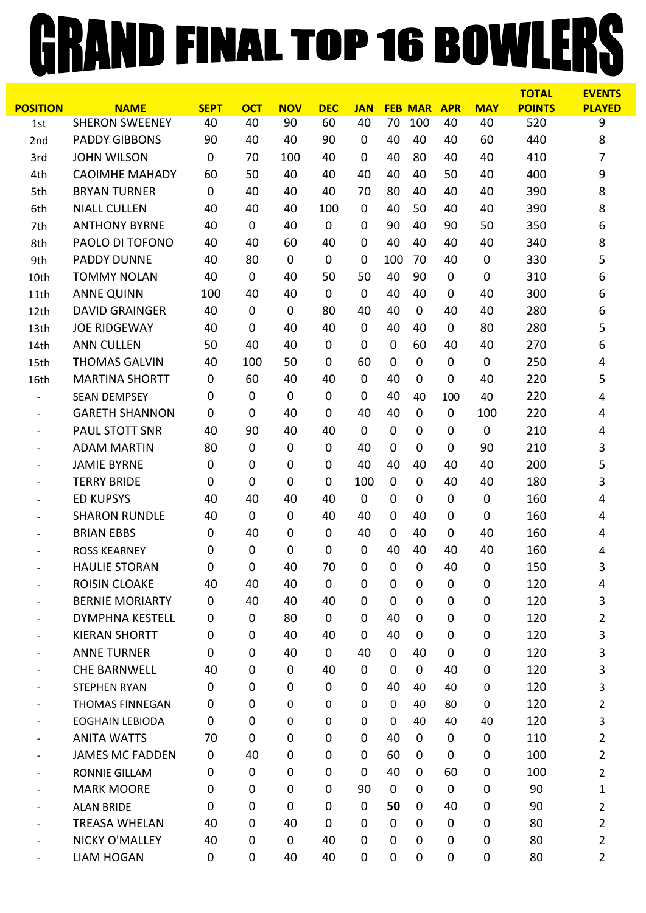# GRAND FINAL TOP 16 BOWLERS

| POSITION | NAME | SEPT | OCT | NOV | DEC | JAN | FEB | MAR | APR | MAY | TOTAL POINTS | EVENTS PLAYED |
|---|---|---|---|---|---|---|---|---|---|---|---|---|
| 1st | SHERON SWEENEY | 40 | 40 | 90 | 60 | 40 | 70 | 100 | 40 | 40 | 520 | 9 |
| 2nd | PADDY GIBBONS | 90 | 40 | 40 | 90 | 0 | 40 | 40 | 40 | 60 | 440 | 8 |
| 3rd | JOHN WILSON | 0 | 70 | 100 | 40 | 0 | 40 | 80 | 40 | 40 | 410 | 7 |
| 4th | CAOIMHE MAHADY | 60 | 50 | 40 | 40 | 40 | 40 | 40 | 50 | 40 | 400 | 9 |
| 5th | BRYAN TURNER | 0 | 40 | 40 | 40 | 70 | 80 | 40 | 40 | 40 | 390 | 8 |
| 6th | NIALL CULLEN | 40 | 40 | 40 | 100 | 0 | 40 | 50 | 40 | 40 | 390 | 8 |
| 7th | ANTHONY BYRNE | 40 | 0 | 40 | 0 | 0 | 90 | 40 | 90 | 50 | 350 | 6 |
| 8th | PAOLO DI TOFONO | 40 | 40 | 60 | 40 | 0 | 40 | 40 | 40 | 40 | 340 | 8 |
| 9th | PADDY DUNNE | 40 | 80 | 0 | 0 | 0 | 100 | 70 | 40 | 0 | 330 | 5 |
| 10th | TOMMY NOLAN | 40 | 0 | 40 | 50 | 50 | 40 | 90 | 0 | 0 | 310 | 6 |
| 11th | ANNE QUINN | 100 | 40 | 40 | 0 | 0 | 40 | 40 | 0 | 40 | 300 | 6 |
| 12th | DAVID GRAINGER | 40 | 0 | 0 | 80 | 40 | 40 | 0 | 40 | 40 | 280 | 6 |
| 13th | JOE RIDGEWAY | 40 | 0 | 40 | 40 | 0 | 40 | 40 | 0 | 80 | 280 | 5 |
| 14th | ANN CULLEN | 50 | 40 | 40 | 0 | 0 | 0 | 60 | 40 | 40 | 270 | 6 |
| 15th | THOMAS GALVIN | 40 | 100 | 50 | 0 | 60 | 0 | 0 | 0 | 0 | 250 | 4 |
| 16th | MARTINA SHORTT | 0 | 60 | 40 | 40 | 0 | 40 | 0 | 0 | 40 | 220 | 5 |
| - | SEAN DEMPSEY | 0 | 0 | 0 | 0 | 0 | 40 | 40 | 100 | 40 | 220 | 4 |
| - | GARETH SHANNON | 0 | 0 | 40 | 0 | 40 | 40 | 0 | 0 | 100 | 220 | 4 |
| - | PAUL STOTT SNR | 40 | 90 | 40 | 40 | 0 | 0 | 0 | 0 | 0 | 210 | 4 |
| - | ADAM MARTIN | 80 | 0 | 0 | 0 | 40 | 0 | 0 | 0 | 90 | 210 | 3 |
| - | JAMIE BYRNE | 0 | 0 | 0 | 0 | 40 | 40 | 40 | 40 | 40 | 200 | 5 |
| - | TERRY BRIDE | 0 | 0 | 0 | 0 | 100 | 0 | 0 | 40 | 40 | 180 | 3 |
| - | ED KUPSYS | 40 | 40 | 40 | 40 | 0 | 0 | 0 | 0 | 0 | 160 | 4 |
| - | SHARON RUNDLE | 40 | 0 | 0 | 40 | 40 | 0 | 40 | 0 | 0 | 160 | 4 |
| - | BRIAN EBBS | 0 | 40 | 0 | 0 | 40 | 0 | 40 | 0 | 40 | 160 | 4 |
| - | ROSS KEARNEY | 0 | 0 | 0 | 0 | 0 | 40 | 40 | 40 | 40 | 160 | 4 |
| - | HAULIE STORAN | 0 | 0 | 40 | 70 | 0 | 0 | 0 | 40 | 0 | 150 | 3 |
| - | ROISIN CLOAKE | 40 | 40 | 40 | 0 | 0 | 0 | 0 | 0 | 0 | 120 | 4 |
| - | BERNIE MORIARTY | 0 | 40 | 40 | 40 | 0 | 0 | 0 | 0 | 0 | 120 | 3 |
| - | DYMPHNA KESTELL | 0 | 0 | 80 | 0 | 0 | 40 | 0 | 0 | 0 | 120 | 2 |
| - | KIERAN SHORTT | 0 | 0 | 40 | 40 | 0 | 40 | 0 | 0 | 0 | 120 | 3 |
| - | ANNE TURNER | 0 | 0 | 40 | 0 | 40 | 0 | 40 | 0 | 0 | 120 | 3 |
| - | CHE BARNWELL | 40 | 0 | 0 | 40 | 0 | 0 | 0 | 40 | 0 | 120 | 3 |
| - | STEPHEN RYAN | 0 | 0 | 0 | 0 | 0 | 40 | 40 | 40 | 0 | 120 | 3 |
| - | THOMAS FINNEGAN | 0 | 0 | 0 | 0 | 0 | 0 | 40 | 80 | 0 | 120 | 2 |
| - | EOGHAIN LEBIODA | 0 | 0 | 0 | 0 | 0 | 0 | 40 | 40 | 40 | 120 | 3 |
| - | ANITA WATTS | 70 | 0 | 0 | 0 | 0 | 40 | 0 | 0 | 0 | 110 | 2 |
| - | JAMES MC FADDEN | 0 | 40 | 0 | 0 | 0 | 60 | 0 | 0 | 0 | 100 | 2 |
| - | RONNIE GILLAM | 0 | 0 | 0 | 0 | 0 | 40 | 0 | 60 | 0 | 100 | 2 |
| - | MARK MOORE | 0 | 0 | 0 | 0 | 90 | 0 | 0 | 0 | 0 | 90 | 1 |
| - | ALAN BRIDE | 0 | 0 | 0 | 0 | 0 | **50** | 0 | 40 | 0 | 90 | 2 |
| - | TREASA WHELAN | 40 | 0 | 40 | 0 | 0 | 0 | 0 | 0 | 0 | 80 | 2 |
| - | NICKY O'MALLEY | 40 | 0 | 0 | 40 | 0 | 0 | 0 | 0 | 0 | 80 | 2 |
| - | LIAM HOGAN | 0 | 0 | 40 | 40 | 0 | 0 | 0 | 0 | 0 | 80 | 2 |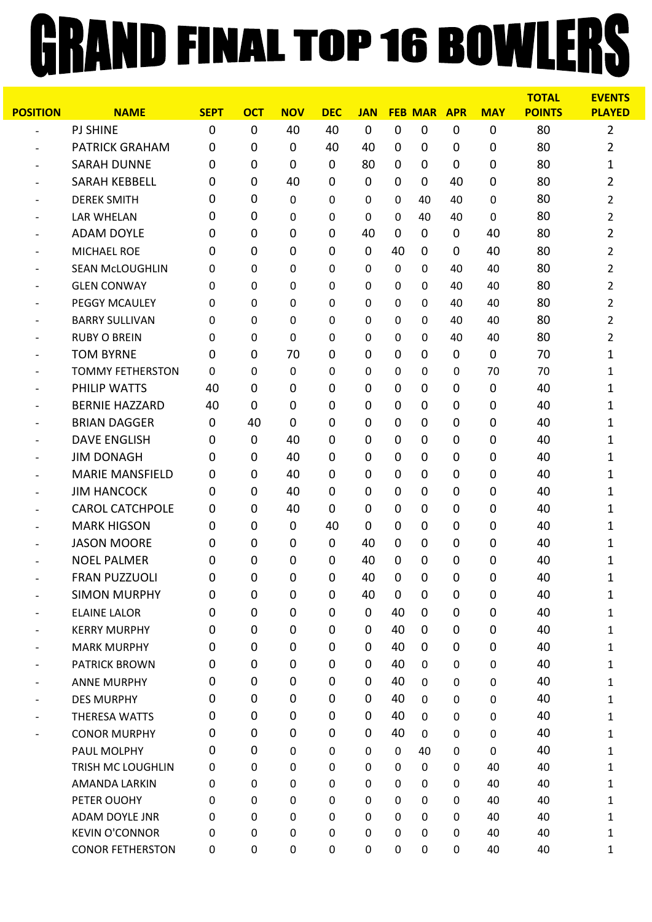# GRAND FINAL TOP 16 BOWLERS

| POSITION | NAME | SEPT | OCT | NOV | DEC | JAN | FEB | MAR | APR | MAY | TOTAL POINTS | EVENTS PLAYED |
|---|---|---|---|---|---|---|---|---|---|---|---|---|
| - | PJ SHINE | 0 | 0 | 40 | 40 | 0 | 0 | 0 | 0 | 0 | 80 | 2 |
| - | PATRICK GRAHAM | 0 | 0 | 0 | 40 | 40 | 0 | 0 | 0 | 0 | 80 | 2 |
| - | SARAH DUNNE | 0 | 0 | 0 | 0 | 80 | 0 | 0 | 0 | 0 | 80 | 1 |
| - | SARAH KEBBELL | 0 | 0 | 40 | 0 | 0 | 0 | 0 | 40 | 0 | 80 | 2 |
| - | DEREK SMITH | 0 | 0 | 0 | 0 | 0 | 0 | 40 | 40 | 0 | 80 | 2 |
| - | LAR WHELAN | 0 | 0 | 0 | 0 | 0 | 0 | 40 | 40 | 0 | 80 | 2 |
| - | ADAM DOYLE | 0 | 0 | 0 | 0 | 40 | 0 | 0 | 0 | 40 | 80 | 2 |
| - | MICHAEL ROE | 0 | 0 | 0 | 0 | 0 | 40 | 0 | 0 | 40 | 80 | 2 |
| - | SEAN McLOUGHLIN | 0 | 0 | 0 | 0 | 0 | 0 | 0 | 40 | 40 | 80 | 2 |
| - | GLEN CONWAY | 0 | 0 | 0 | 0 | 0 | 0 | 0 | 40 | 40 | 80 | 2 |
| - | PEGGY MCAULEY | 0 | 0 | 0 | 0 | 0 | 0 | 0 | 40 | 40 | 80 | 2 |
| - | BARRY SULLIVAN | 0 | 0 | 0 | 0 | 0 | 0 | 0 | 40 | 40 | 80 | 2 |
| - | RUBY O BREIN | 0 | 0 | 0 | 0 | 0 | 0 | 0 | 40 | 40 | 80 | 2 |
| - | TOM BYRNE | 0 | 0 | 70 | 0 | 0 | 0 | 0 | 0 | 0 | 70 | 1 |
| - | TOMMY FETHERSTON | 0 | 0 | 0 | 0 | 0 | 0 | 0 | 0 | 70 | 70 | 1 |
| - | PHILIP WATTS | 40 | 0 | 0 | 0 | 0 | 0 | 0 | 0 | 0 | 40 | 1 |
| - | BERNIE HAZZARD | 40 | 0 | 0 | 0 | 0 | 0 | 0 | 0 | 0 | 40 | 1 |
| - | BRIAN DAGGER | 0 | 40 | 0 | 0 | 0 | 0 | 0 | 0 | 0 | 40 | 1 |
| - | DAVE ENGLISH | 0 | 0 | 40 | 0 | 0 | 0 | 0 | 0 | 0 | 40 | 1 |
| - | JIM DONAGH | 0 | 0 | 40 | 0 | 0 | 0 | 0 | 0 | 0 | 40 | 1 |
| - | MARIE MANSFIELD | 0 | 0 | 40 | 0 | 0 | 0 | 0 | 0 | 0 | 40 | 1 |
| - | JIM HANCOCK | 0 | 0 | 40 | 0 | 0 | 0 | 0 | 0 | 0 | 40 | 1 |
| - | CAROL CATCHPOLE | 0 | 0 | 40 | 0 | 0 | 0 | 0 | 0 | 0 | 40 | 1 |
| - | MARK HIGSON | 0 | 0 | 0 | 40 | 0 | 0 | 0 | 0 | 0 | 40 | 1 |
| - | JASON MOORE | 0 | 0 | 0 | 0 | 40 | 0 | 0 | 0 | 0 | 40 | 1 |
| - | NOEL PALMER | 0 | 0 | 0 | 0 | 40 | 0 | 0 | 0 | 0 | 40 | 1 |
| - | FRAN PUZZUOLI | 0 | 0 | 0 | 0 | 40 | 0 | 0 | 0 | 0 | 40 | 1 |
| - | SIMON MURPHY | 0 | 0 | 0 | 0 | 40 | 0 | 0 | 0 | 0 | 40 | 1 |
| - | ELAINE LALOR | 0 | 0 | 0 | 0 | 0 | 40 | 0 | 0 | 0 | 40 | 1 |
| - | KERRY MURPHY | 0 | 0 | 0 | 0 | 0 | 40 | 0 | 0 | 0 | 40 | 1 |
| - | MARK MURPHY | 0 | 0 | 0 | 0 | 0 | 40 | 0 | 0 | 0 | 40 | 1 |
| - | PATRICK BROWN | 0 | 0 | 0 | 0 | 0 | 40 | 0 | 0 | 0 | 40 | 1 |
| - | ANNE MURPHY | 0 | 0 | 0 | 0 | 0 | 40 | 0 | 0 | 0 | 40 | 1 |
| - | DES MURPHY | 0 | 0 | 0 | 0 | 0 | 40 | 0 | 0 | 0 | 40 | 1 |
| - | THERESA WATTS | 0 | 0 | 0 | 0 | 0 | 40 | 0 | 0 | 0 | 40 | 1 |
| - | CONOR MURPHY | 0 | 0 | 0 | 0 | 0 | 40 | 0 | 0 | 0 | 40 | 1 |
| | PAUL MOLPHY | 0 | 0 | 0 | 0 | 0 | 0 | 40 | 0 | 0 | 40 | 1 |
| | TRISH MC LOUGHLIN | 0 | 0 | 0 | 0 | 0 | 0 | 0 | 0 | 40 | 40 | 1 |
| | AMANDA LARKIN | 0 | 0 | 0 | 0 | 0 | 0 | 0 | 0 | 40 | 40 | 1 |
| | PETER OUOHY | 0 | 0 | 0 | 0 | 0 | 0 | 0 | 0 | 40 | 40 | 1 |
| | ADAM DOYLE JNR | 0 | 0 | 0 | 0 | 0 | 0 | 0 | 0 | 40 | 40 | 1 |
| | KEVIN O'CONNOR | 0 | 0 | 0 | 0 | 0 | 0 | 0 | 0 | 40 | 40 | 1 |
| | CONOR FETHERSTON | 0 | 0 | 0 | 0 | 0 | 0 | 0 | 0 | 40 | 40 | 1 |